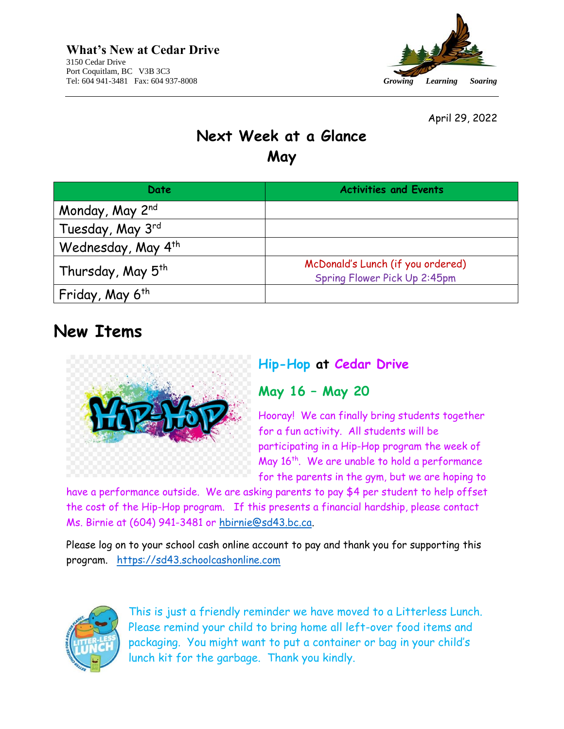# What's New at Cedar Drive

3150 Cedar Drive
Port Coquitlam, BC V3B 3C3
Tel: 604 941-3481 Fax: 604 937-8008

*Growing Learning Soaring*

April 29, 2022

## Next Week at a Glance

## May

| Date | Activities and Events |
|---|---|
| Monday, May 2nd | |
| Tuesday, May 3rd | |
| Wednesday, May 4th | |
| Thursday, May 5th | McDonald's Lunch (if you ordered)<br>Spring Flower Pick Up 2:45pm |
| Friday, May 6th | |

# New Items

### Hip-Hop at Cedar Drive

### May 16 – May 20

Hooray! We can finally bring students together for a fun activity. All students will be participating in a Hip-Hop program the week of May 16th. We are unable to hold a performance for the parents in the gym, but we are hoping to have a performance outside. We are asking parents to pay $4 per student to help offset the cost of the Hip-Hop program. If this presents a financial hardship, please contact Ms. Birnie at (604) 941-3481 or hbirnie@sd43.bc.ca.

Please log on to your school cash online account to pay and thank you for supporting this program. https://sd43.schoolcashonline.com

This is just a friendly reminder we have moved to a Litterless Lunch. Please remind your child to bring home all left-over food items and packaging. You might want to put a container or bag in your child's lunch kit for the garbage. Thank you kindly.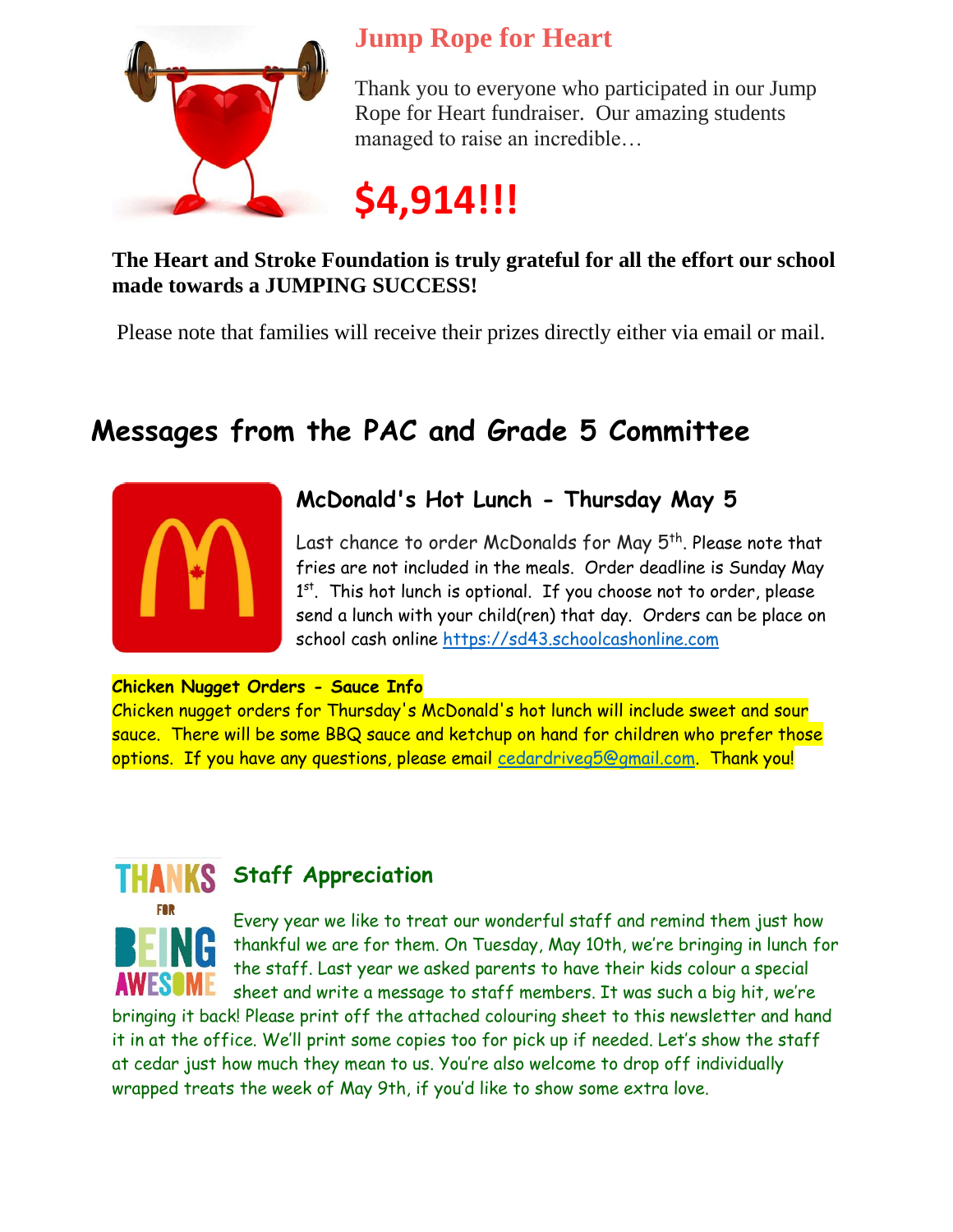## Jump Rope for Heart

Thank you to everyone who participated in our Jump Rope for Heart fundraiser. Our amazing students managed to raise an incredible…

# $4,914!!!

**The Heart and Stroke Foundation is truly grateful for all the effort our school made towards a JUMPING SUCCESS!**

Please note that families will receive their prizes directly either via email or mail.

# Messages from the PAC and Grade 5 Committee

### McDonald's Hot Lunch - Thursday May 5

Last chance to order McDonalds for May 5th. Please note that fries are not included in the meals. Order deadline is Sunday May 1st. This hot lunch is optional. If you choose not to order, please send a lunch with your child(ren) that day. Orders can be place on school cash online https://sd43.schoolcashonline.com

**Chicken Nugget Orders - Sauce Info**
Chicken nugget orders for Thursday's McDonald's hot lunch will include sweet and sour sauce. There will be some BBQ sauce and ketchup on hand for children who prefer those options. If you have any questions, please email cedardriveg5@gmail.com. Thank you!

THANKS FOR BEING AWESOME

### Staff Appreciation

Every year we like to treat our wonderful staff and remind them just how thankful we are for them. On Tuesday, May 10th, we're bringing in lunch for the staff. Last year we asked parents to have their kids colour a special sheet and write a message to staff members. It was such a big hit, we're bringing it back! Please print off the attached colouring sheet to this newsletter and hand it in at the office. We'll print some copies too for pick up if needed. Let's show the staff at cedar just how much they mean to us. You're also welcome to drop off individually wrapped treats the week of May 9th, if you'd like to show some extra love.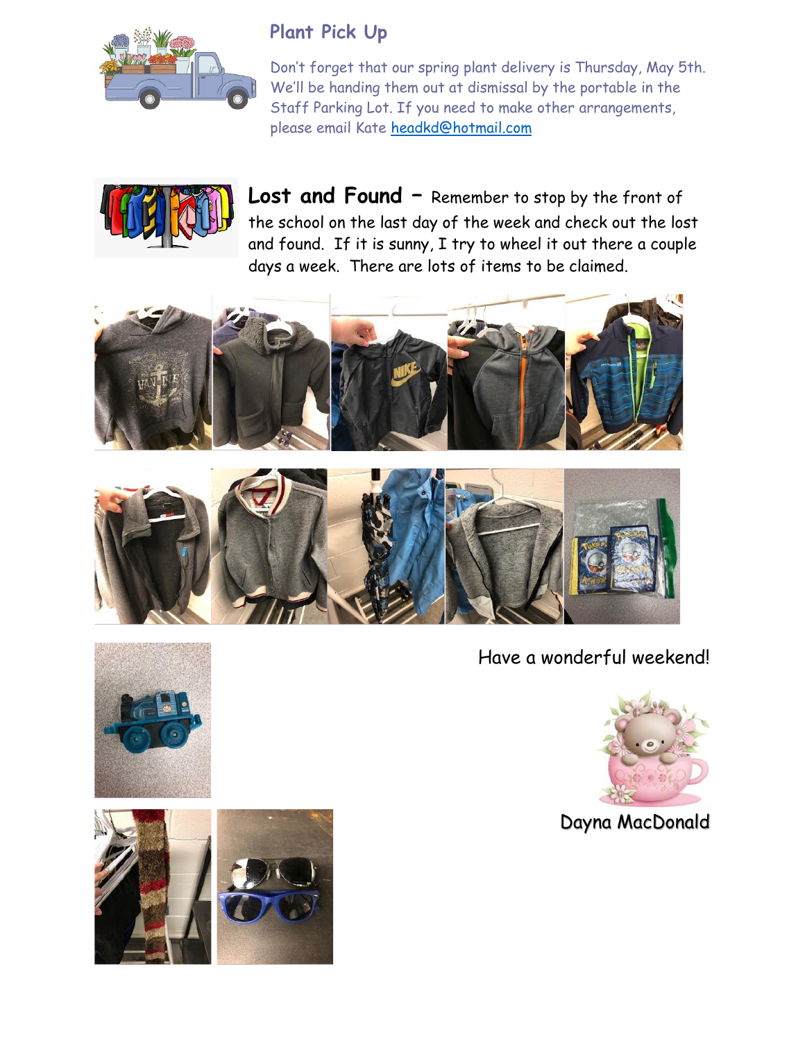## Plant Pick Up

Don't forget that our spring plant delivery is Thursday, May 5th. We'll be handing them out at dismissal by the portable in the Staff Parking Lot. If you need to make other arrangements, please email Kate [headkd@hotmail.com](mailto:headkd@hotmail.com)

**Lost and Found** – Remember to stop by the front of the school on the last day of the week and check out the lost and found. If it is sunny, I try to wheel it out there a couple days a week. There are lots of items to be claimed.

Have a wonderful weekend!

Dayna MacDonald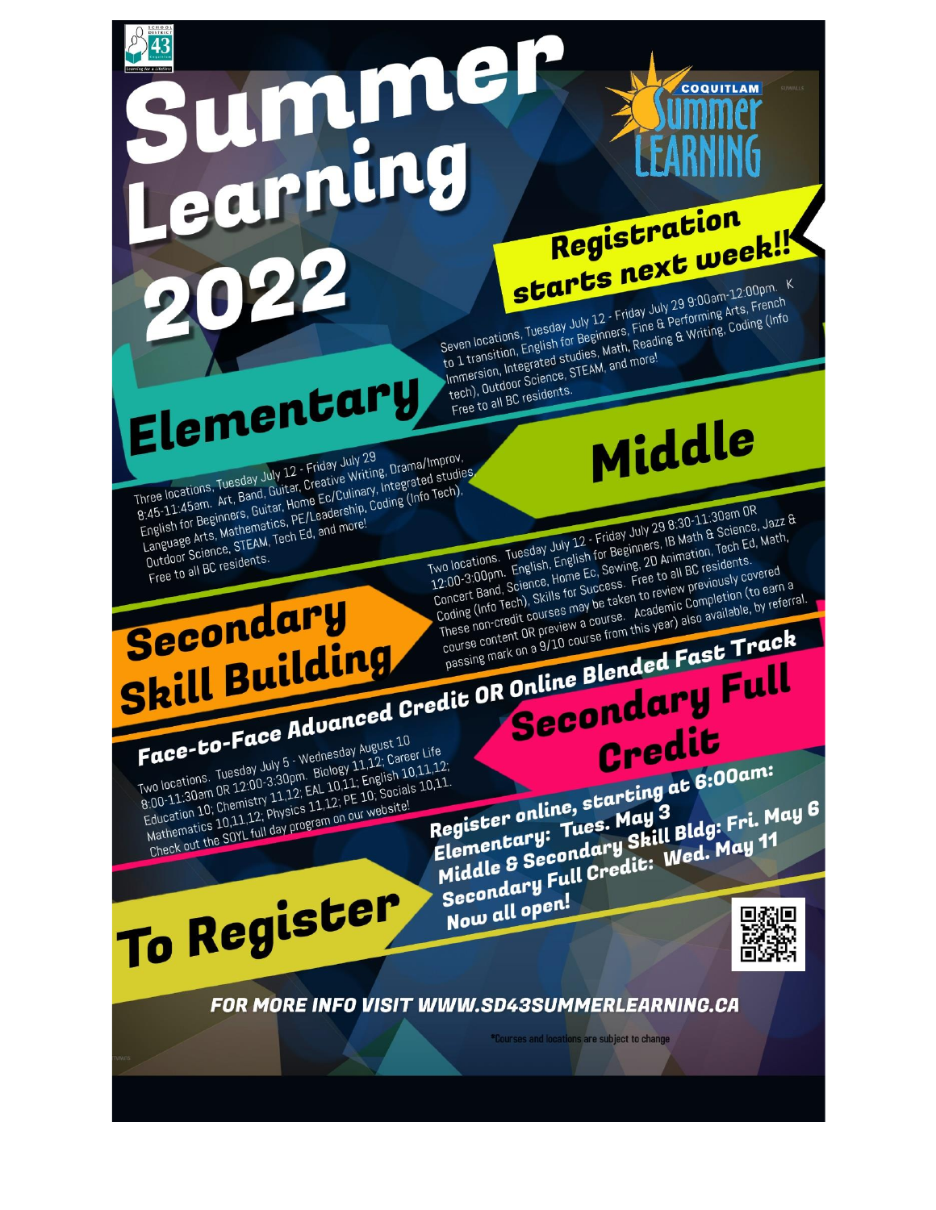# Summer Learning 2022

COQUITLAM Summer LEARNING

**Registration starts next week!!**

## Elementary

Seven locations, Tuesday July 12 - Friday July 29 9:00am-12:00pm. K to 1 transition, English for Beginners, Fine & Performing Arts, French Immersion, Integrated studies, Math, Reading & Writing, Coding (Info tech), Outdoor Science, STEAM, and more! Free to all BC residents.

## Middle

Three locations, Tuesday July 12 - Friday July 29 8:45-11:45am. Art, Band, Guitar, Creative Writing, Drama/Improv, English for Beginners, Guitar, Home Ec/Culinary, Integrated studies, Language Arts, Mathematics, PE/Leadership, Coding (Info Tech), Outdoor Science, STEAM, Tech Ed, and more! Free to all BC residents.

## Secondary Skill Building

Two locations. Tuesday July 12 - Friday July 29 8:30-11:30am OR 12:00-3:00pm. English, English for Beginners, IB Math & Science, Jazz & Concert Band, Science, Home Ec, Sewing, 2D Animation, Tech Ed, Math, Coding (Info Tech), Skills for Success. Free to all BC residents. These non-credit courses may be taken to review previously covered course content OR preview a course. Academic Completion (to earn a passing mark on a 9/10 course from this year) also available, by referral.

## Secondary Full Credit

**Face-to-Face Advanced Credit OR Online Blended Fast Track**

Two locations. Tuesday July 5 - Wednesday August 10 8:00-11:30am OR 12:00-3:30pm. Biology 11,12; Career Life Education 10; Chemistry 11,12; EAL 10,11; English 10,11,12; Mathematics 10,11,12; Physics 11,12; PE 10; Socials 10,11. Check out the SOYL full day program on our website!

## To Register

**Register online, starting at 6:00am:**
**Elementary: Tues. May 3**
**Middle & Secondary Skill Bldg: Fri. May 6**
**Secondary Full Credit: Wed. May 11**
**Now all open!**

***FOR MORE INFO VISIT WWW.SD43SUMMERLEARNING.CA***

*Courses and locations are subject to change